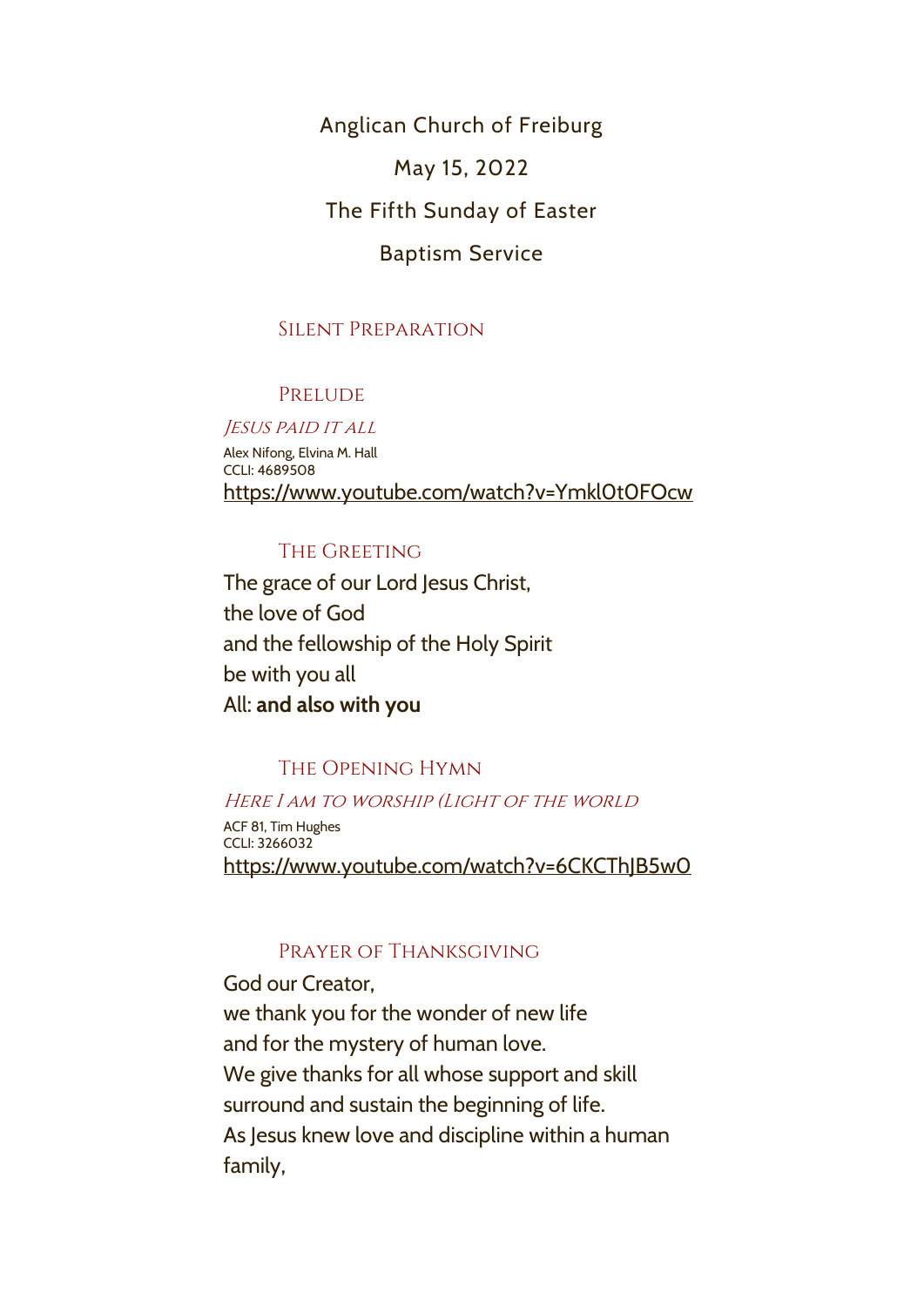# Anglican Church of Freiburg

May 15, 2022

The Fifth Sunday of Easter

Baptism Service

## Silent Preparation

## Prelude

*Jesus paid it all*

Alex Nifong, Elvina M. Hall
CCLI: 4689508
https://www.youtube.com/watch?v=Ymkl0t0FOcw

## The Greeting

The grace of our Lord Jesus Christ,
the love of God
and the fellowship of the Holy Spirit
be with you all
All: **and also with you**

## The Opening Hymn

*Here I am to worship (Light of the world*

ACF 81, Tim Hughes
CCLI: 3266032
https://www.youtube.com/watch?v=6CKCThJB5w0

## Prayer of Thanksgiving

God our Creator,
we thank you for the wonder of new life
and for the mystery of human love.
We give thanks for all whose support and skill
surround and sustain the beginning of life.
As Jesus knew love and discipline within a human family,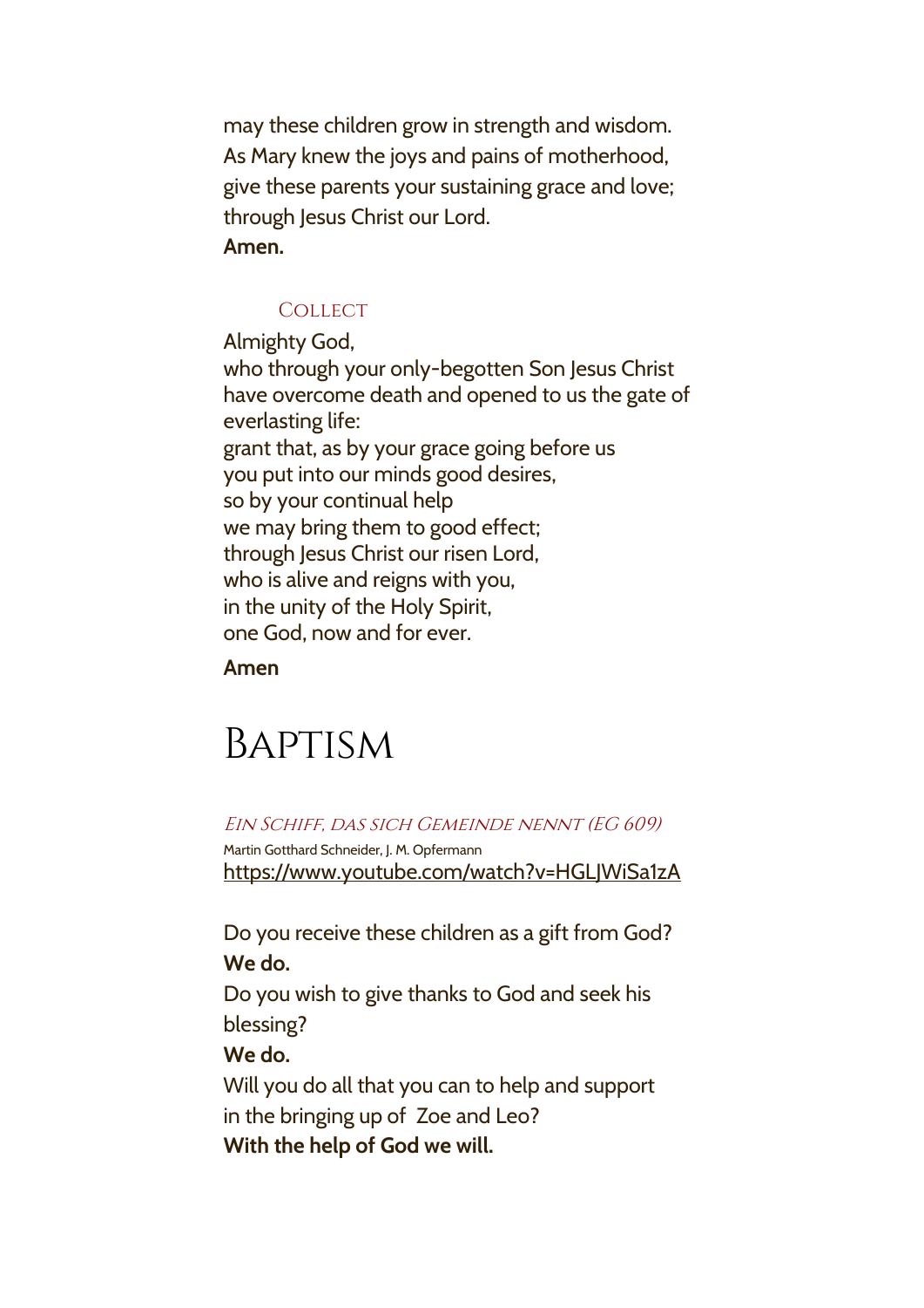may these children grow in strength and wisdom.
As Mary knew the joys and pains of motherhood,
give these parents your sustaining grace and love;
through Jesus Christ our Lord.
**Amen.**

### Collect

Almighty God,
who through your only-begotten Son Jesus Christ
have overcome death and opened to us the gate of everlasting life:
grant that, as by your grace going before us
you put into our minds good desires,
so by your continual help
we may bring them to good effect;
through Jesus Christ our risen Lord,
who is alive and reigns with you,
in the unity of the Holy Spirit,
one God, now and for ever.

**Amen**

# Baptism

*Ein Schiff, das sich Gemeinde nennt (EG 609)*

Martin Gotthard Schneider, J. M. Opfermann
https://www.youtube.com/watch?v=HGLJWiSa1zA

Do you receive these children as a gift from God?
**We do.**
Do you wish to give thanks to God and seek his blessing?
**We do.**
Will you do all that you can to help and support in the bringing up of Zoe and Leo?
**With the help of God we will.**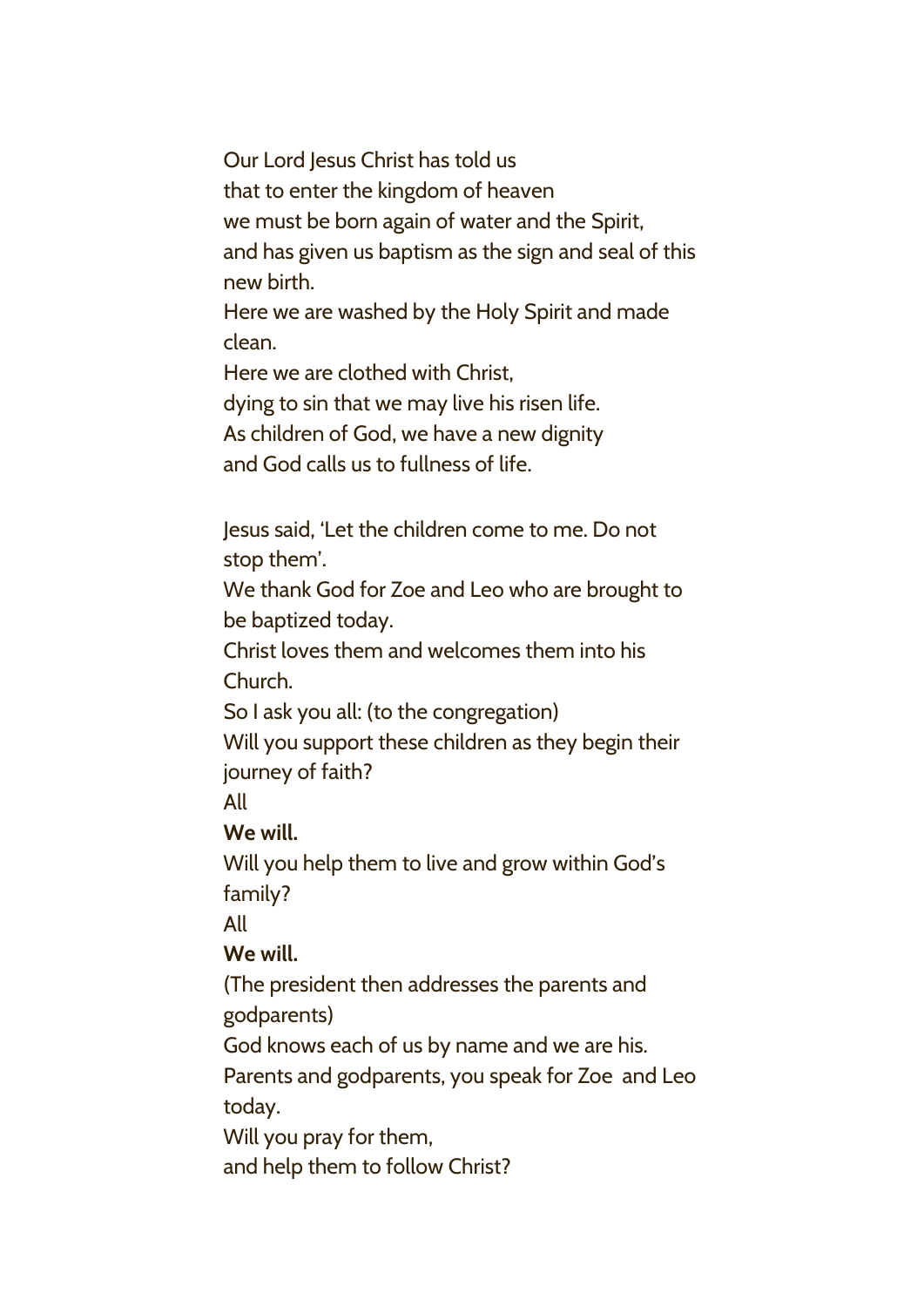Our Lord Jesus Christ has told us
that to enter the kingdom of heaven
we must be born again of water and the Spirit,
and has given us baptism as the sign and seal of this new birth.
Here we are washed by the Holy Spirit and made clean.
Here we are clothed with Christ,
dying to sin that we may live his risen life.
As children of God, we have a new dignity
and God calls us to fullness of life.

Jesus said, 'Let the children come to me. Do not stop them'.
We thank God for Zoe and Leo who are brought to be baptized today.
Christ loves them and welcomes them into his Church.
So I ask you all: (to the congregation)
Will you support these children as they begin their journey of faith?
All
**We will.**
Will you help them to live and grow within God's family?
All
**We will.**
(The president then addresses the parents and godparents)
God knows each of us by name and we are his.
Parents and godparents, you speak for Zoe and Leo today.
Will you pray for them,
and help them to follow Christ?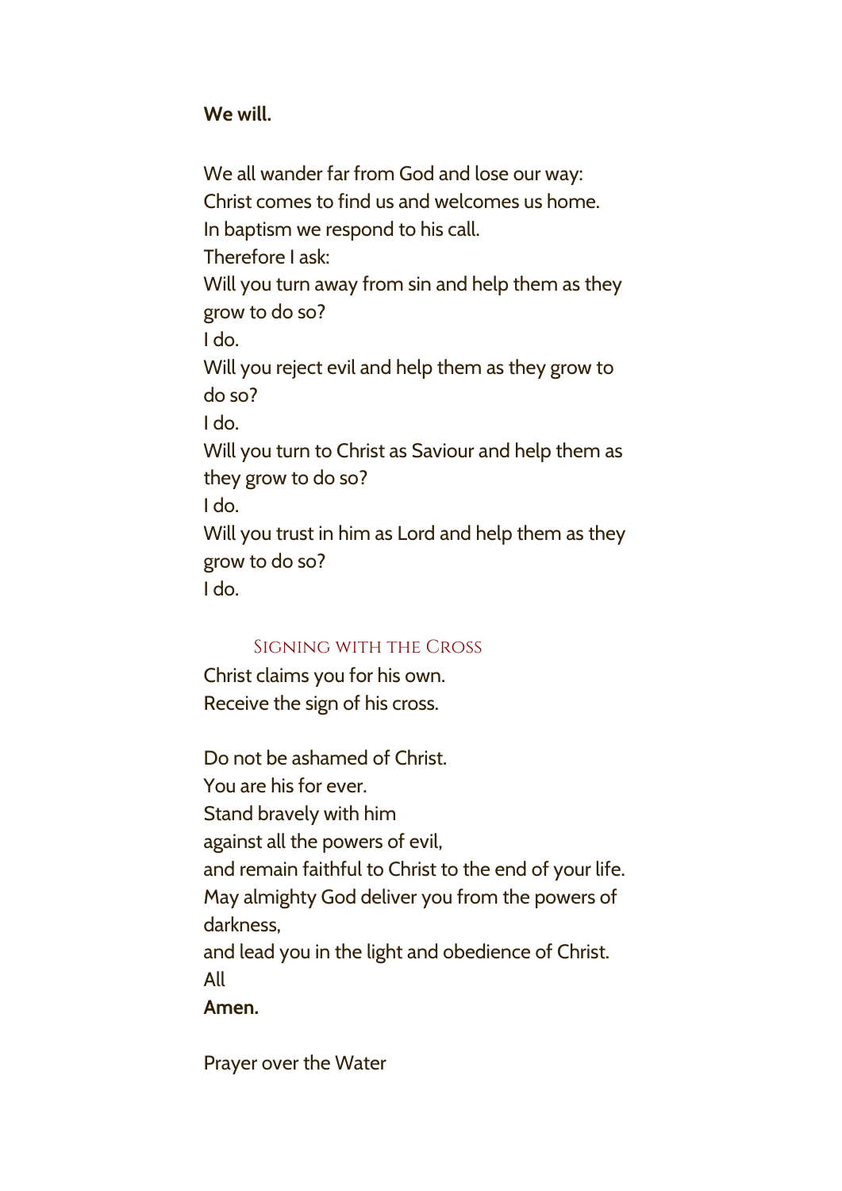**We will.**

We all wander far from God and lose our way:
Christ comes to find us and welcomes us home.
In baptism we respond to his call.
Therefore I ask:
Will you turn away from sin and help them as they grow to do so?
I do.
Will you reject evil and help them as they grow to do so?
I do.
Will you turn to Christ as Saviour and help them as they grow to do so?
I do.
Will you trust in him as Lord and help them as they grow to do so?
I do.

## Signing with the Cross

Christ claims you for his own.
Receive the sign of his cross.

Do not be ashamed of Christ.
You are his for ever.
Stand bravely with him
against all the powers of evil,
and remain faithful to Christ to the end of your life.
May almighty God deliver you from the powers of darkness,
and lead you in the light and obedience of Christ.
All
**Amen.**

Prayer over the Water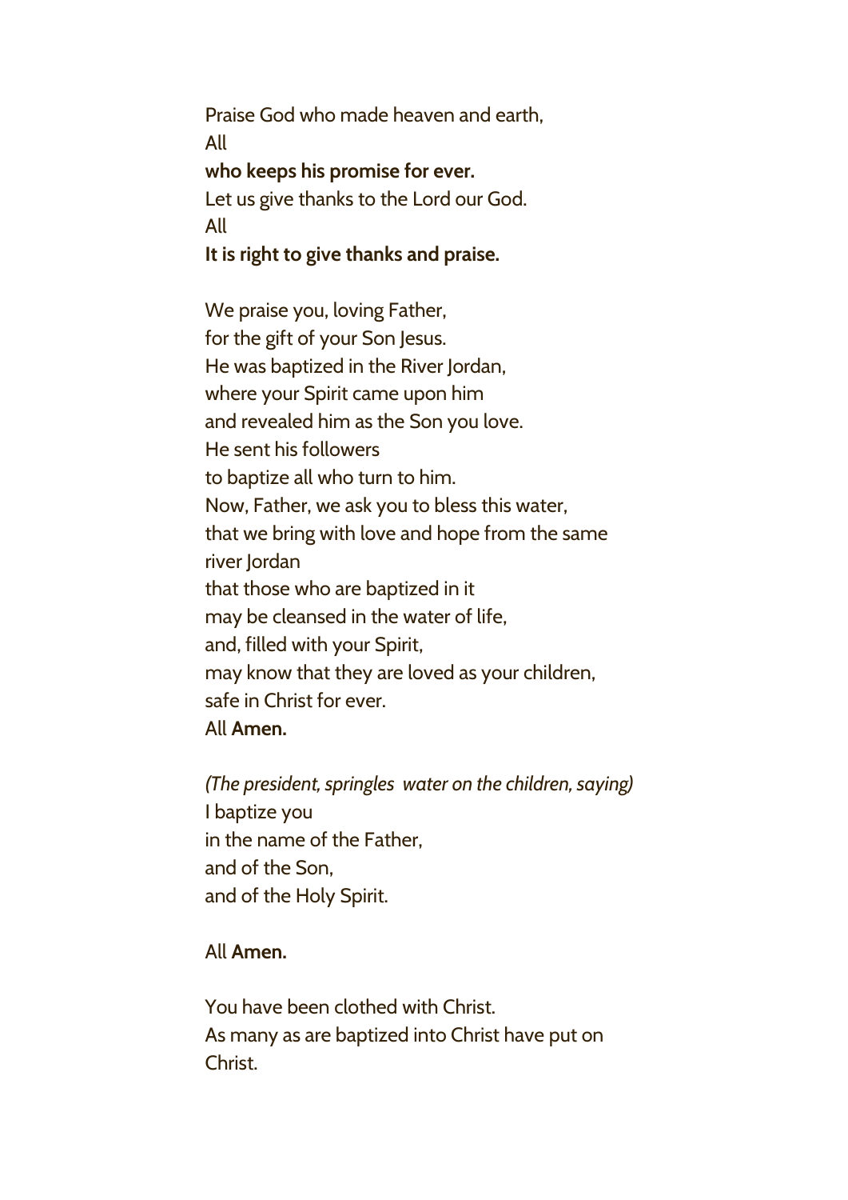Praise God who made heaven and earth,
All
**who keeps his promise for ever.**
Let us give thanks to the Lord our God.
All
**It is right to give thanks and praise.**

We praise you, loving Father,
for the gift of your Son Jesus.
He was baptized in the River Jordan,
where your Spirit came upon him
and revealed him as the Son you love.
He sent his followers
to baptize all who turn to him.
Now, Father, we ask you to bless this water,
that we bring with love and hope from the same river Jordan
that those who are baptized in it
may be cleansed in the water of life,
and, filled with your Spirit,
may know that they are loved as your children,
safe in Christ for ever.
All **Amen.**

*(The president, springles  water on the children, saying)*
I baptize you
in the name of the Father,
and of the Son,
and of the Holy Spirit.

All **Amen.**

You have been clothed with Christ.
As many as are baptized into Christ have put on Christ.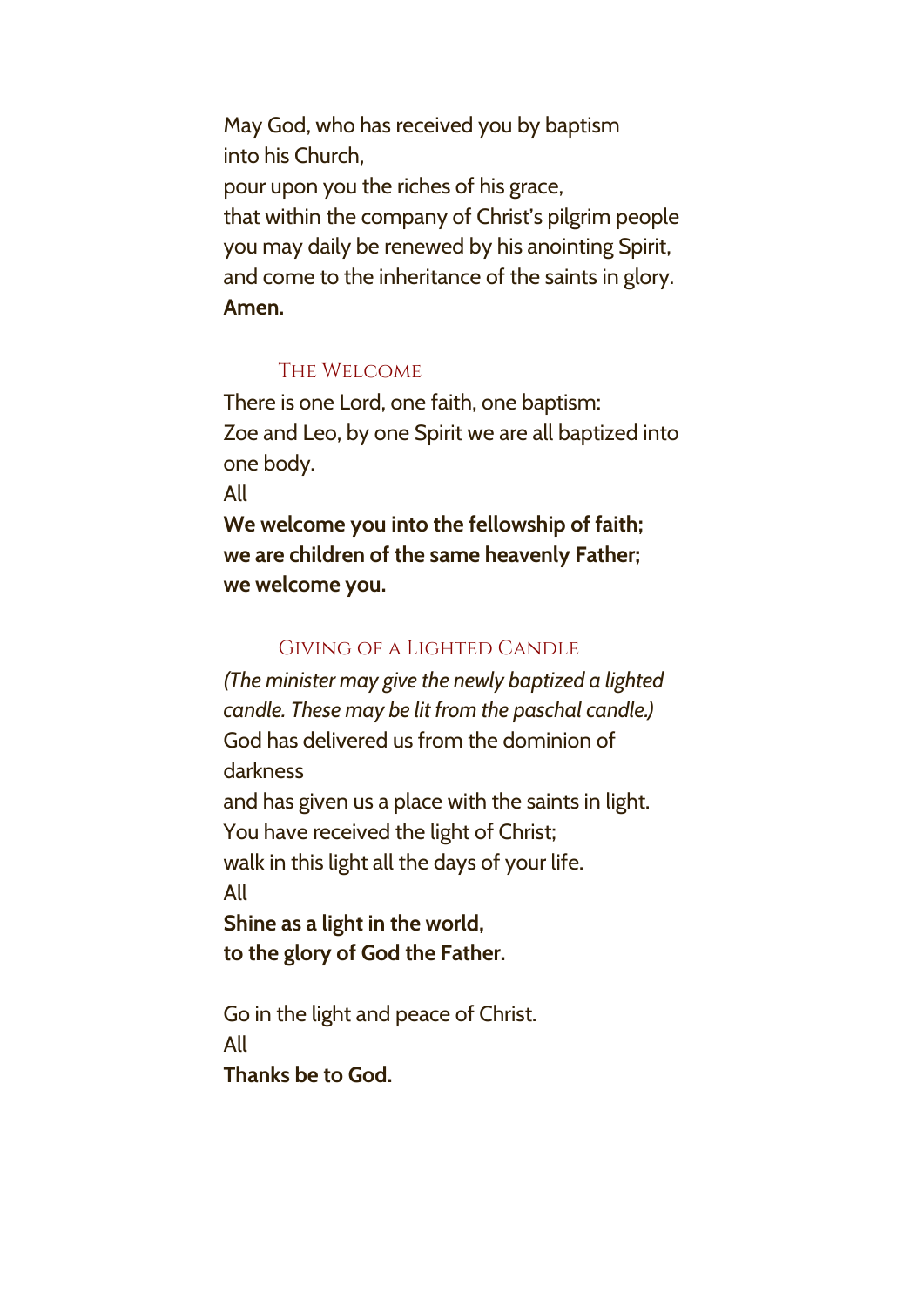May God, who has received you by baptism
into his Church,
pour upon you the riches of his grace,
that within the company of Christ's pilgrim people
you may daily be renewed by his anointing Spirit,
and come to the inheritance of the saints in glory.
**Amen.**

## The Welcome

There is one Lord, one faith, one baptism:
Zoe and Leo, by one Spirit we are all baptized into one body.
All
**We welcome you into the fellowship of faith;**
**we are children of the same heavenly Father;**
**we welcome you.**

## Giving of a Lighted Candle

*(The minister may give the newly baptized a lighted candle. These may be lit from the paschal candle.)*
God has delivered us from the dominion of darkness
and has given us a place with the saints in light.
You have received the light of Christ;
walk in this light all the days of your life.
All
**Shine as a light in the world,**
**to the glory of God the Father.**

Go in the light and peace of Christ.
All
**Thanks be to God.**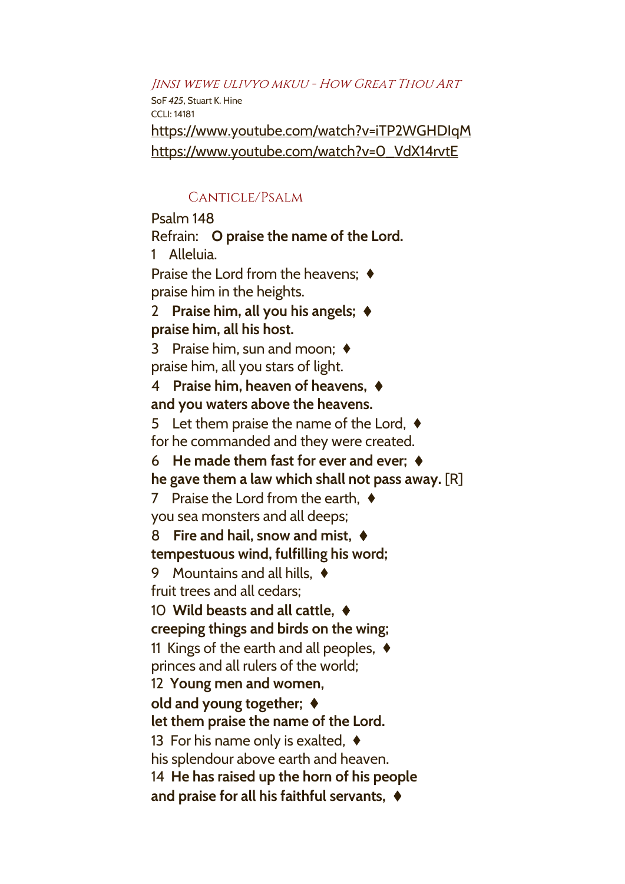### *Jinsi wewe ulivyo mkuu - How Great Thou Art*

SoF *425*, Stuart K. Hine
CCLI: 14181
https://www.youtube.com/watch?v=iTP2WGHDIqM
https://www.youtube.com/watch?v=O_VdX14rvtE

### Canticle/Psalm

Psalm 148

Refrain: **O praise the name of the Lord.**

1 Alleluia.
Praise the Lord from the heavens; ♦
praise him in the heights.

**2 Praise him, all you his angels; ♦**
**praise him, all his host.**

3 Praise him, sun and moon; ♦
praise him, all you stars of light.

**4 Praise him, heaven of heavens, ♦**
**and you waters above the heavens.**

5 Let them praise the name of the Lord, ♦
for he commanded and they were created.

**6 He made them fast for ever and ever; ♦**
**he gave them a law which shall not pass away.** [R]

7 Praise the Lord from the earth, ♦
you sea monsters and all deeps;

**8 Fire and hail, snow and mist, ♦**
**tempestuous wind, fulfilling his word;**

9 Mountains and all hills, ♦
fruit trees and all cedars;

**10 Wild beasts and all cattle, ♦**
**creeping things and birds on the wing;**

11 Kings of the earth and all peoples, ♦
princes and all rulers of the world;

**12 Young men and women,**
**old and young together; ♦**
**let them praise the name of the Lord.**

13 For his name only is exalted, ♦
his splendour above earth and heaven.

**14 He has raised up the horn of his people**
**and praise for all his faithful servants, ♦**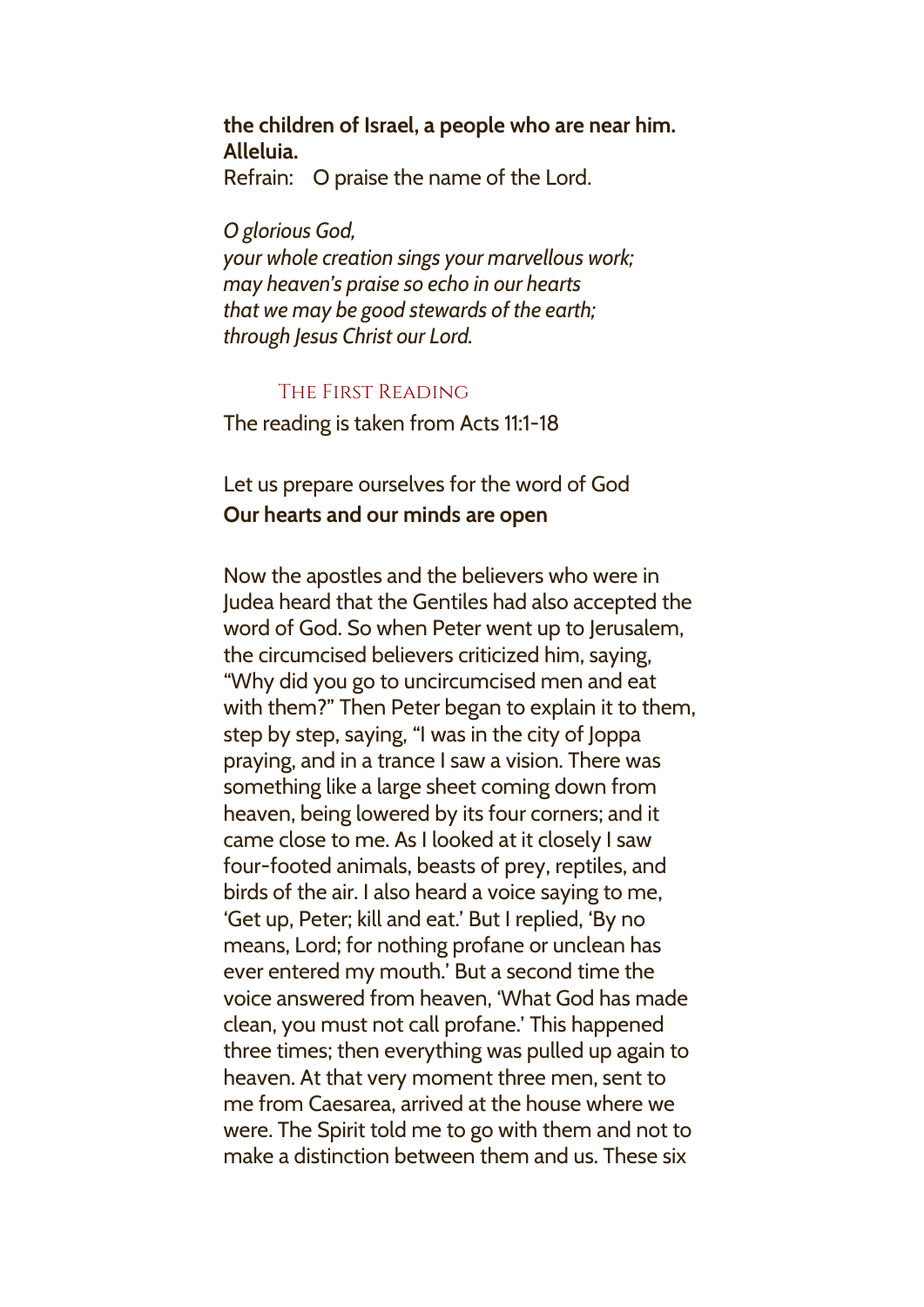**the children of Israel, a people who are near him. Alleluia.**

Refrain: O praise the name of the Lord.

*O glorious God,*
*your whole creation sings your marvellous work;*
*may heaven's praise so echo in our hearts*
*that we may be good stewards of the earth;*
*through Jesus Christ our Lord.*

## The First Reading

The reading is taken from Acts 11:1-18

Let us prepare ourselves for the word of God
**Our hearts and our minds are open**

Now the apostles and the believers who were in Judea heard that the Gentiles had also accepted the word of God. So when Peter went up to Jerusalem, the circumcised believers criticized him, saying, "Why did you go to uncircumcised men and eat with them?" Then Peter began to explain it to them, step by step, saying, "I was in the city of Joppa praying, and in a trance I saw a vision. There was something like a large sheet coming down from heaven, being lowered by its four corners; and it came close to me. As I looked at it closely I saw four-footed animals, beasts of prey, reptiles, and birds of the air. I also heard a voice saying to me, 'Get up, Peter; kill and eat.' But I replied, 'By no means, Lord; for nothing profane or unclean has ever entered my mouth.' But a second time the voice answered from heaven, 'What God has made clean, you must not call profane.' This happened three times; then everything was pulled up again to heaven. At that very moment three men, sent to me from Caesarea, arrived at the house where we were. The Spirit told me to go with them and not to make a distinction between them and us. These six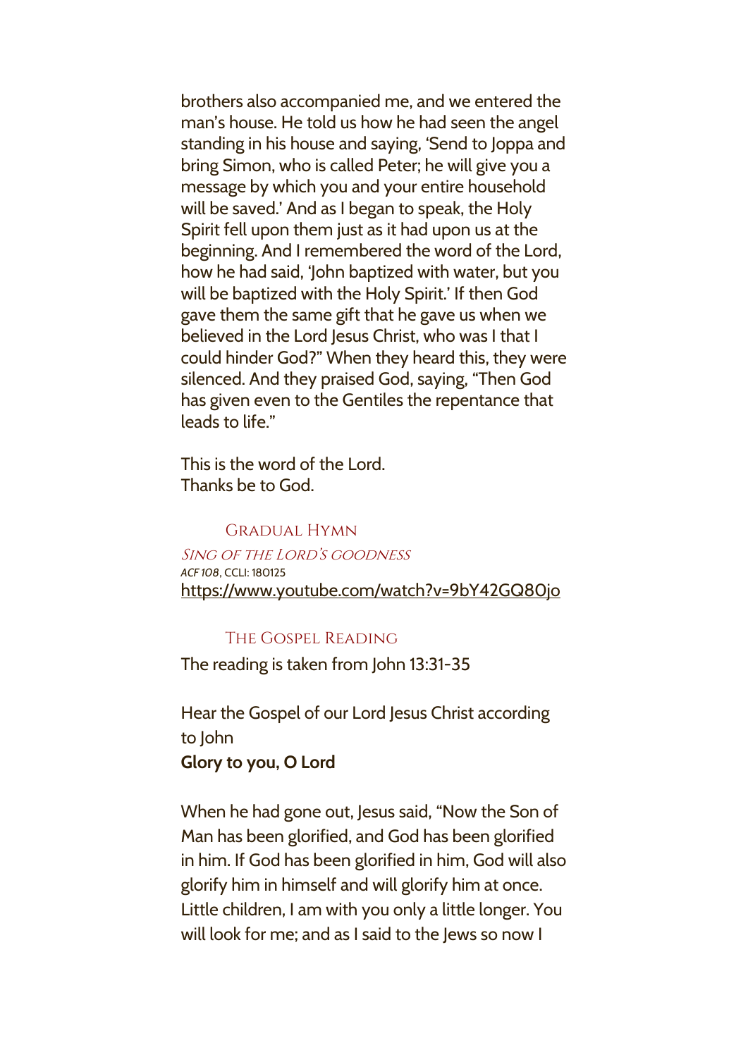brothers also accompanied me, and we entered the man's house. He told us how he had seen the angel standing in his house and saying, 'Send to Joppa and bring Simon, who is called Peter; he will give you a message by which you and your entire household will be saved.' And as I began to speak, the Holy Spirit fell upon them just as it had upon us at the beginning. And I remembered the word of the Lord, how he had said, 'John baptized with water, but you will be baptized with the Holy Spirit.' If then God gave them the same gift that he gave us when we believed in the Lord Jesus Christ, who was I that I could hinder God?" When they heard this, they were silenced. And they praised God, saying, "Then God has given even to the Gentiles the repentance that leads to life."

This is the word of the Lord.
Thanks be to God.

## Gradual Hymn

*Sing of the Lord's goodness*
*ACF 108*, CCLI: 180125
https://www.youtube.com/watch?v=9bY42GQ8Ojo

## The Gospel Reading

The reading is taken from John 13:31-35

Hear the Gospel of our Lord Jesus Christ according to John
**Glory to you, O Lord**

When he had gone out, Jesus said, "Now the Son of Man has been glorified, and God has been glorified in him. If God has been glorified in him, God will also glorify him in himself and will glorify him at once. Little children, I am with you only a little longer. You will look for me; and as I said to the Jews so now I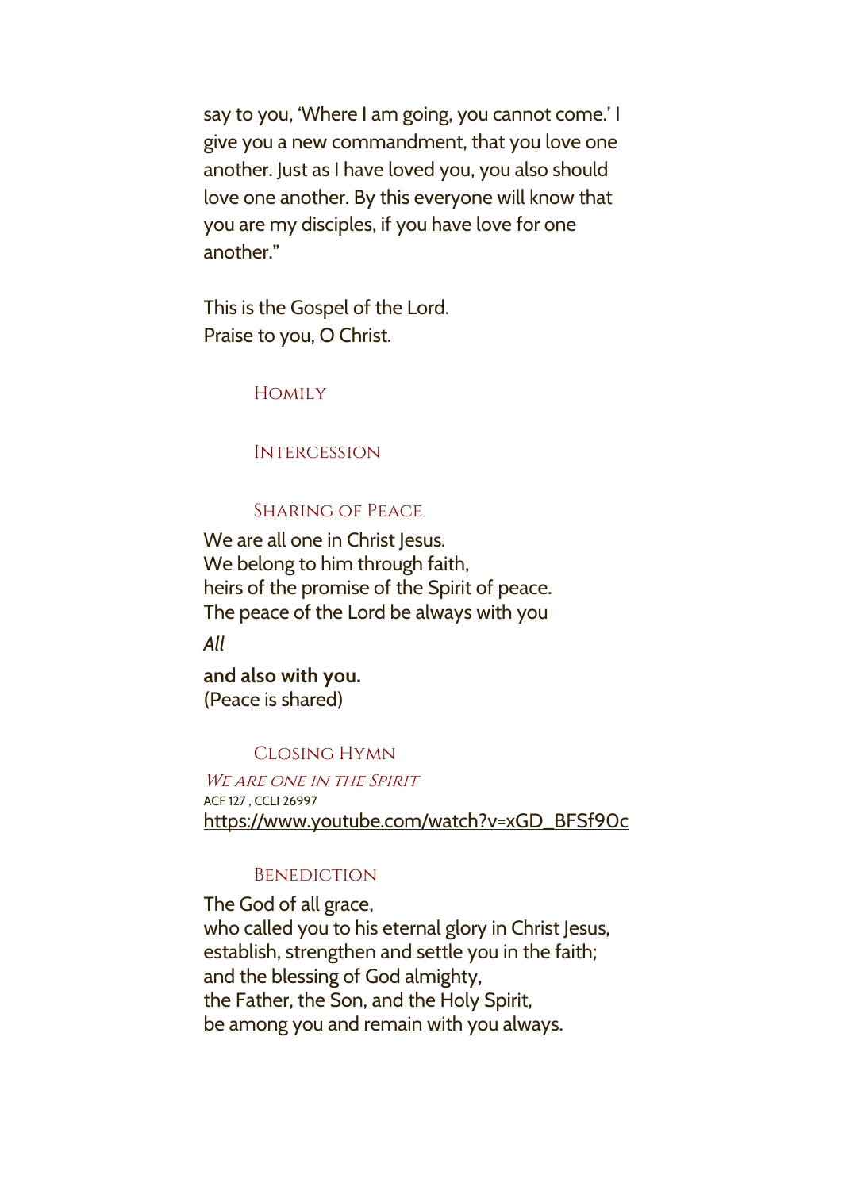say to you, 'Where I am going, you cannot come.' I give you a new commandment, that you love one another. Just as I have loved you, you also should love one another. By this everyone will know that you are my disciples, if you have love for one another."

This is the Gospel of the Lord.
Praise to you, O Christ.

## Homily

## Intercession

## Sharing of Peace

We are all one in Christ Jesus.
We belong to him through faith,
heirs of the promise of the Spirit of peace.
The peace of the Lord be always with you

*All*

**and also with you.**
(Peace is shared)

## Closing Hymn

*We are one in the Spirit*
ACF 127 , CCLI 26997
https://www.youtube.com/watch?v=xGD_BFSf9Oc

## Benediction

The God of all grace,
who called you to his eternal glory in Christ Jesus,
establish, strengthen and settle you in the faith;
and the blessing of God almighty,
the Father, the Son, and the Holy Spirit,
be among you and remain with you always.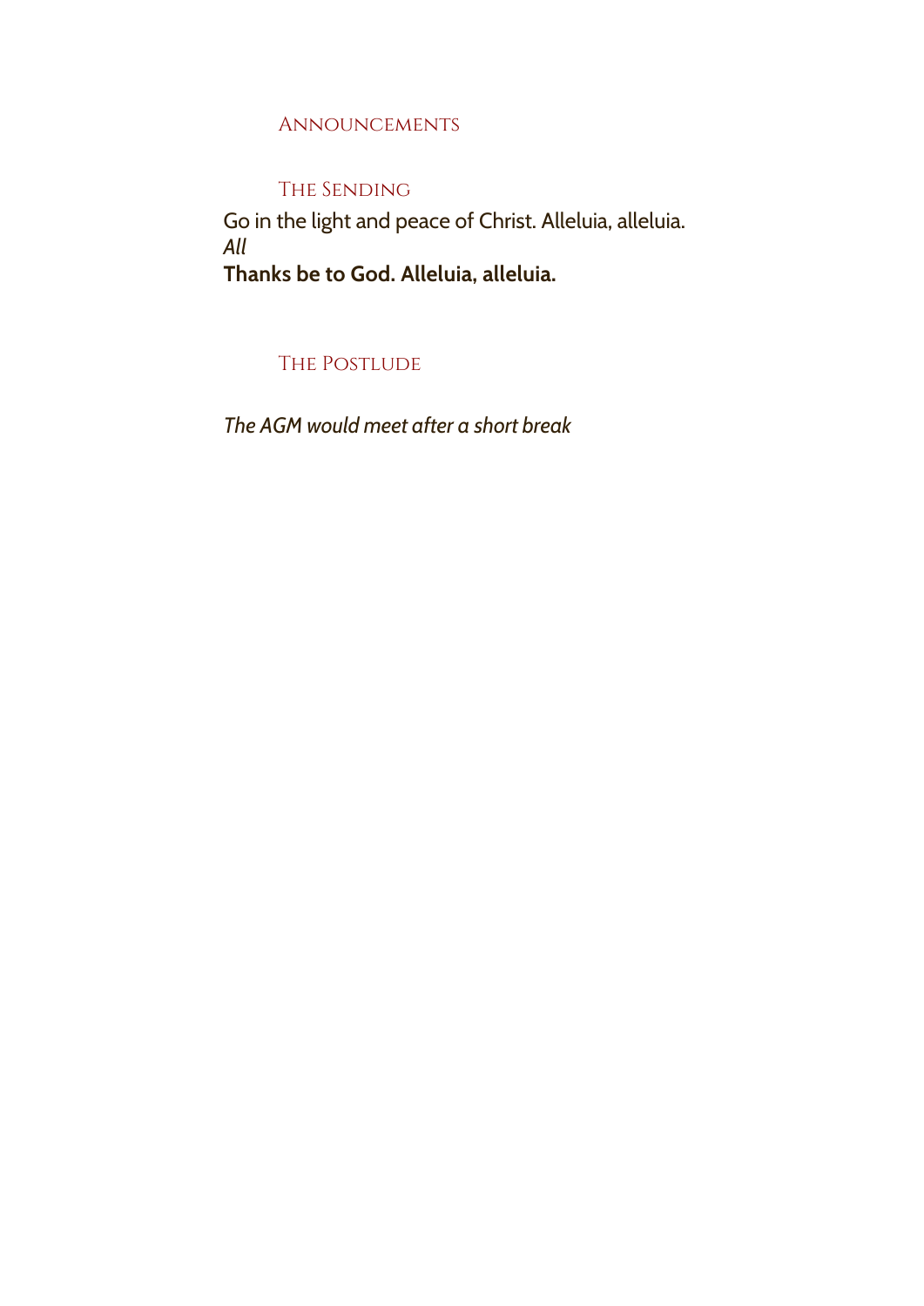## Announcements

## The Sending

Go in the light and peace of Christ. Alleluia, alleluia.
*All*
**Thanks be to God. Alleluia, alleluia.**

## The Postlude

*The AGM would meet after a short break*